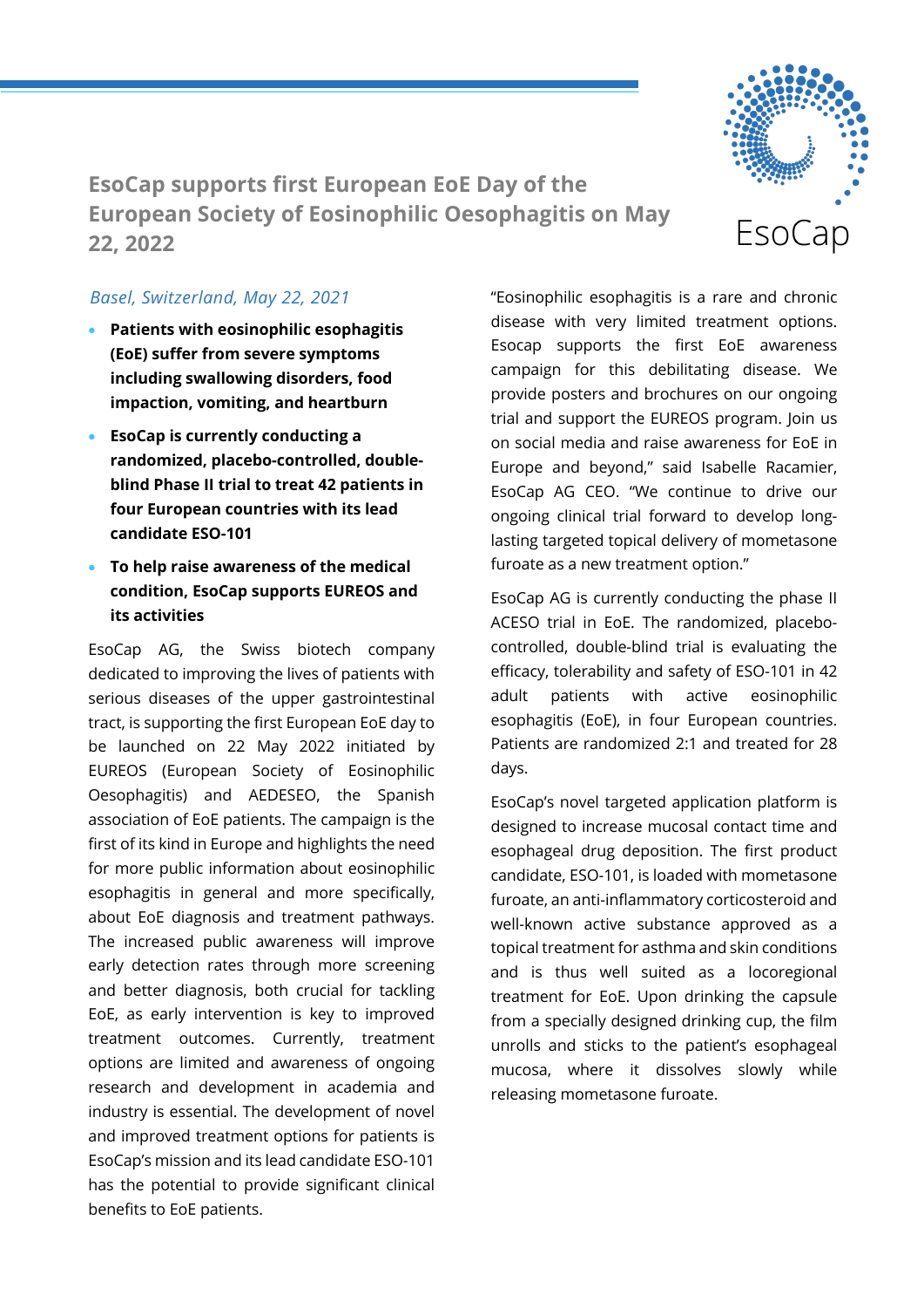# EsoCap supports first European EoE Day of the European Society of Eosinophilic Oesophagitis on May 22, 2022

*Basel, Switzerland, May 22, 2021*

- **Patients with eosinophilic esophagitis (EoE) suffer from severe symptoms including swallowing disorders, food impaction, vomiting, and heartburn**
- **EsoCap is currently conducting a randomized, placebo-controlled, double-blind Phase II trial to treat 42 patients in four European countries with its lead candidate ESO-101**
- **To help raise awareness of the medical condition, EsoCap supports EUREOS and its activities**

EsoCap AG, the Swiss biotech company dedicated to improving the lives of patients with serious diseases of the upper gastrointestinal tract, is supporting the first European EoE day to be launched on 22 May 2022 initiated by EUREOS (European Society of Eosinophilic Oesophagitis) and AEDESEO, the Spanish association of EoE patients. The campaign is the first of its kind in Europe and highlights the need for more public information about eosinophilic esophagitis in general and more specifically, about EoE diagnosis and treatment pathways. The increased public awareness will improve early detection rates through more screening and better diagnosis, both crucial for tackling EoE, as early intervention is key to improved treatment outcomes. Currently, treatment options are limited and awareness of ongoing research and development in academia and industry is essential. The development of novel and improved treatment options for patients is EsoCap's mission and its lead candidate ESO-101 has the potential to provide significant clinical benefits to EoE patients.

"Eosinophilic esophagitis is a rare and chronic disease with very limited treatment options. Esocap supports the first EoE awareness campaign for this debilitating disease. We provide posters and brochures on our ongoing trial and support the EUREOS program. Join us on social media and raise awareness for EoE in Europe and beyond," said Isabelle Racamier, EsoCap AG CEO. "We continue to drive our ongoing clinical trial forward to develop long-lasting targeted topical delivery of mometasone furoate as a new treatment option."

EsoCap AG is currently conducting the phase II ACESO trial in EoE. The randomized, placebo-controlled, double-blind trial is evaluating the efficacy, tolerability and safety of ESO-101 in 42 adult patients with active eosinophilic esophagitis (EoE), in four European countries. Patients are randomized 2:1 and treated for 28 days.

EsoCap's novel targeted application platform is designed to increase mucosal contact time and esophageal drug deposition. The first product candidate, ESO-101, is loaded with mometasone furoate, an anti-inflammatory corticosteroid and well-known active substance approved as a topical treatment for asthma and skin conditions and is thus well suited as a locoregional treatment for EoE. Upon drinking the capsule from a specially designed drinking cup, the film unrolls and sticks to the patient's esophageal mucosa, where it dissolves slowly while releasing mometasone furoate.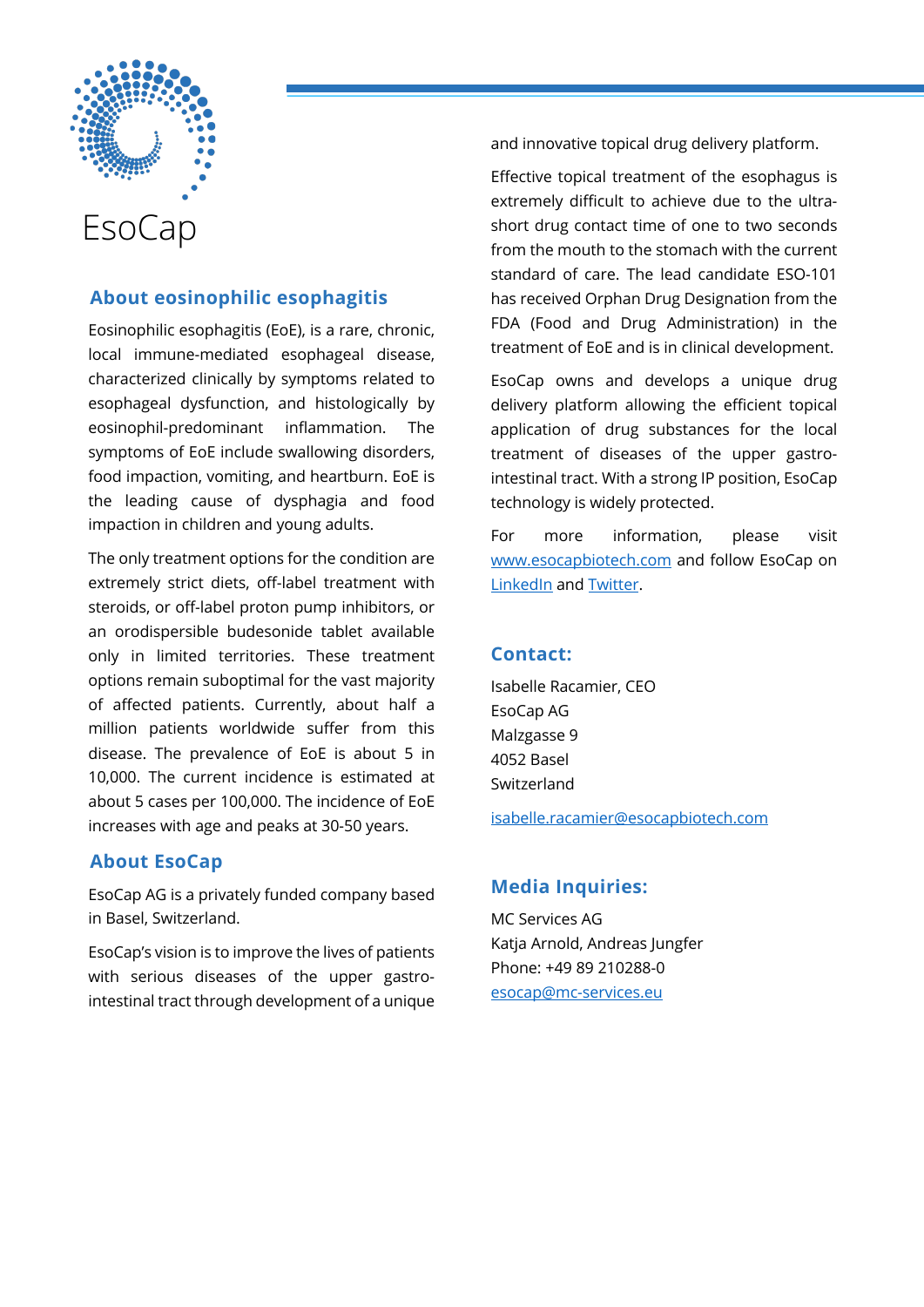EsoCap

## About eosinophilic esophagitis

Eosinophilic esophagitis (EoE), is a rare, chronic, local immune-mediated esophageal disease, characterized clinically by symptoms related to esophageal dysfunction, and histologically by eosinophil-predominant inflammation. The symptoms of EoE include swallowing disorders, food impaction, vomiting, and heartburn. EoE is the leading cause of dysphagia and food impaction in children and young adults.

The only treatment options for the condition are extremely strict diets, off-label treatment with steroids, or off-label proton pump inhibitors, or an orodispersible budesonide tablet available only in limited territories. These treatment options remain suboptimal for the vast majority of affected patients. Currently, about half a million patients worldwide suffer from this disease. The prevalence of EoE is about 5 in 10,000. The current incidence is estimated at about 5 cases per 100,000. The incidence of EoE increases with age and peaks at 30-50 years.

## About EsoCap

EsoCap AG is a privately funded company based in Basel, Switzerland.

EsoCap's vision is to improve the lives of patients with serious diseases of the upper gastro-intestinal tract through development of a unique and innovative topical drug delivery platform.

Effective topical treatment of the esophagus is extremely difficult to achieve due to the ultra-short drug contact time of one to two seconds from the mouth to the stomach with the current standard of care. The lead candidate ESO-101 has received Orphan Drug Designation from the FDA (Food and Drug Administration) in the treatment of EoE and is in clinical development.

EsoCap owns and develops a unique drug delivery platform allowing the efficient topical application of drug substances for the local treatment of diseases of the upper gastro-intestinal tract. With a strong IP position, EsoCap technology is widely protected.

For more information, please visit [www.esocapbiotech.com](http://www.esocapbiotech.com) and follow EsoCap on [LinkedIn]() and [Twitter]().

## Contact:

Isabelle Racamier, CEO
EsoCap AG
Malzgasse 9
4052 Basel
Switzerland

[isabelle.racamier@esocapbiotech.com](mailto:isabelle.racamier@esocapbiotech.com)

## Media Inquiries:

MC Services AG
Katja Arnold, Andreas Jungfer
Phone: +49 89 210288-0
[esocap@mc-services.eu](mailto:esocap@mc-services.eu)